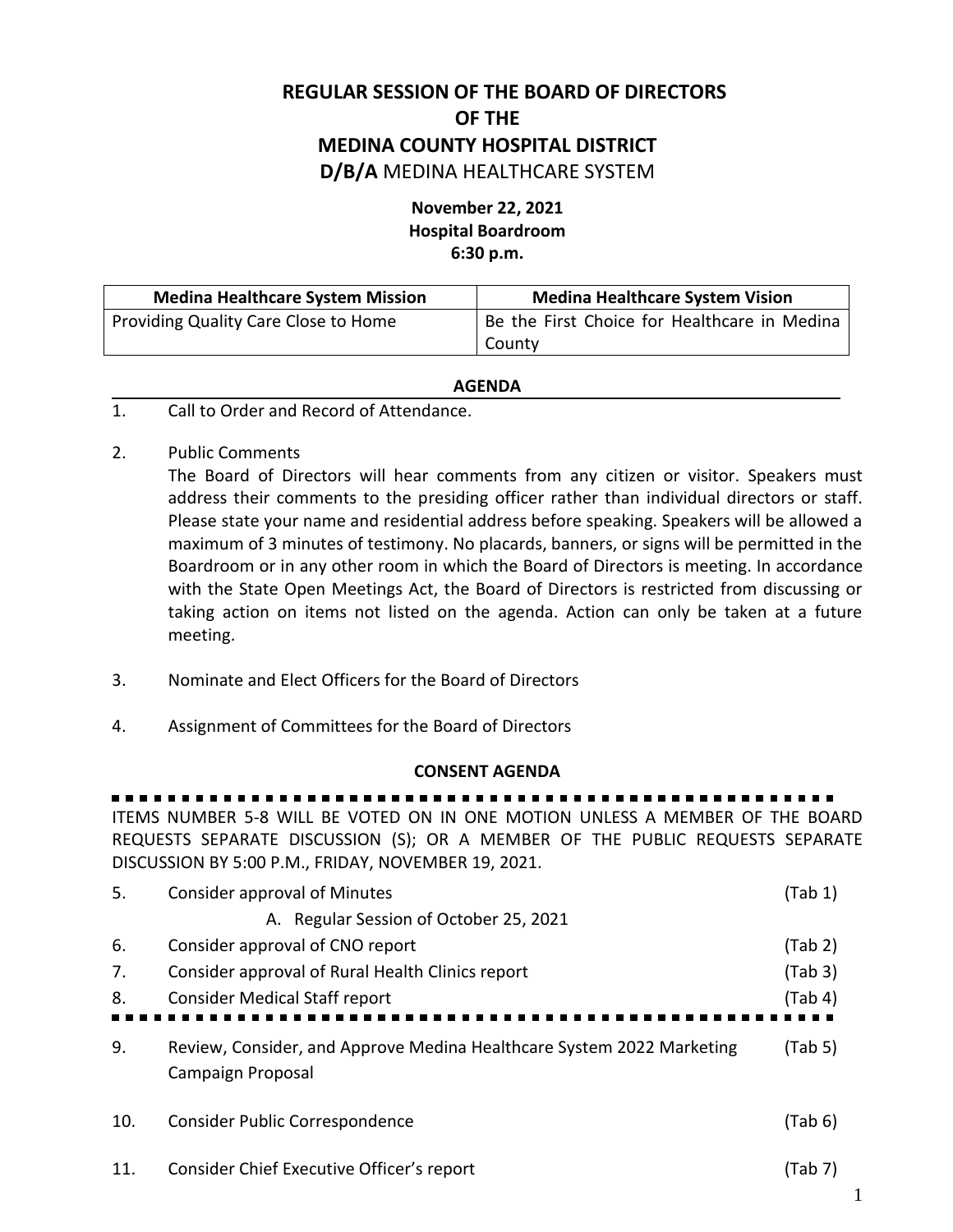# REGULAR SESSION OF THE BOARD OF DIRECTORS OF THE MEDINA COUNTY HOSPITAL DISTRICT

## D/B/A MEDINA HEALTHCARE SYSTEM

**November 22, 2021**
**Hospital Boardroom**
**6:30 p.m.**

| Medina Healthcare System Mission | Medina Healthcare System Vision |
| --- | --- |
| Providing Quality Care Close to Home | Be the First Choice for Healthcare in Medina County |

## AGENDA

1. Call to Order and Record of Attendance.

2. Public Comments
   The Board of Directors will hear comments from any citizen or visitor. Speakers must address their comments to the presiding officer rather than individual directors or staff. Please state your name and residential address before speaking. Speakers will be allowed a maximum of 3 minutes of testimony. No placards, banners, or signs will be permitted in the Boardroom or in any other room in which the Board of Directors is meeting. In accordance with the State Open Meetings Act, the Board of Directors is restricted from discussing or taking action on items not listed on the agenda. Action can only be taken at a future meeting.

3. Nominate and Elect Officers for the Board of Directors

4. Assignment of Committees for the Board of Directors

## CONSENT AGENDA

ITEMS NUMBER 5-8 WILL BE VOTED ON IN ONE MOTION UNLESS A MEMBER OF THE BOARD REQUESTS SEPARATE DISCUSSION (S); OR A MEMBER OF THE PUBLIC REQUESTS SEPARATE DISCUSSION BY 5:00 P.M., FRIDAY, NOVEMBER 19, 2021.

5. Consider approval of Minutes (Tab 1)
   A. Regular Session of October 25, 2021
6. Consider approval of CNO report (Tab 2)
7. Consider approval of Rural Health Clinics report (Tab 3)
8. Consider Medical Staff report (Tab 4)

9. Review, Consider, and Approve Medina Healthcare System 2022 Marketing Campaign Proposal (Tab 5)

10. Consider Public Correspondence (Tab 6)

11. Consider Chief Executive Officer's report (Tab 7)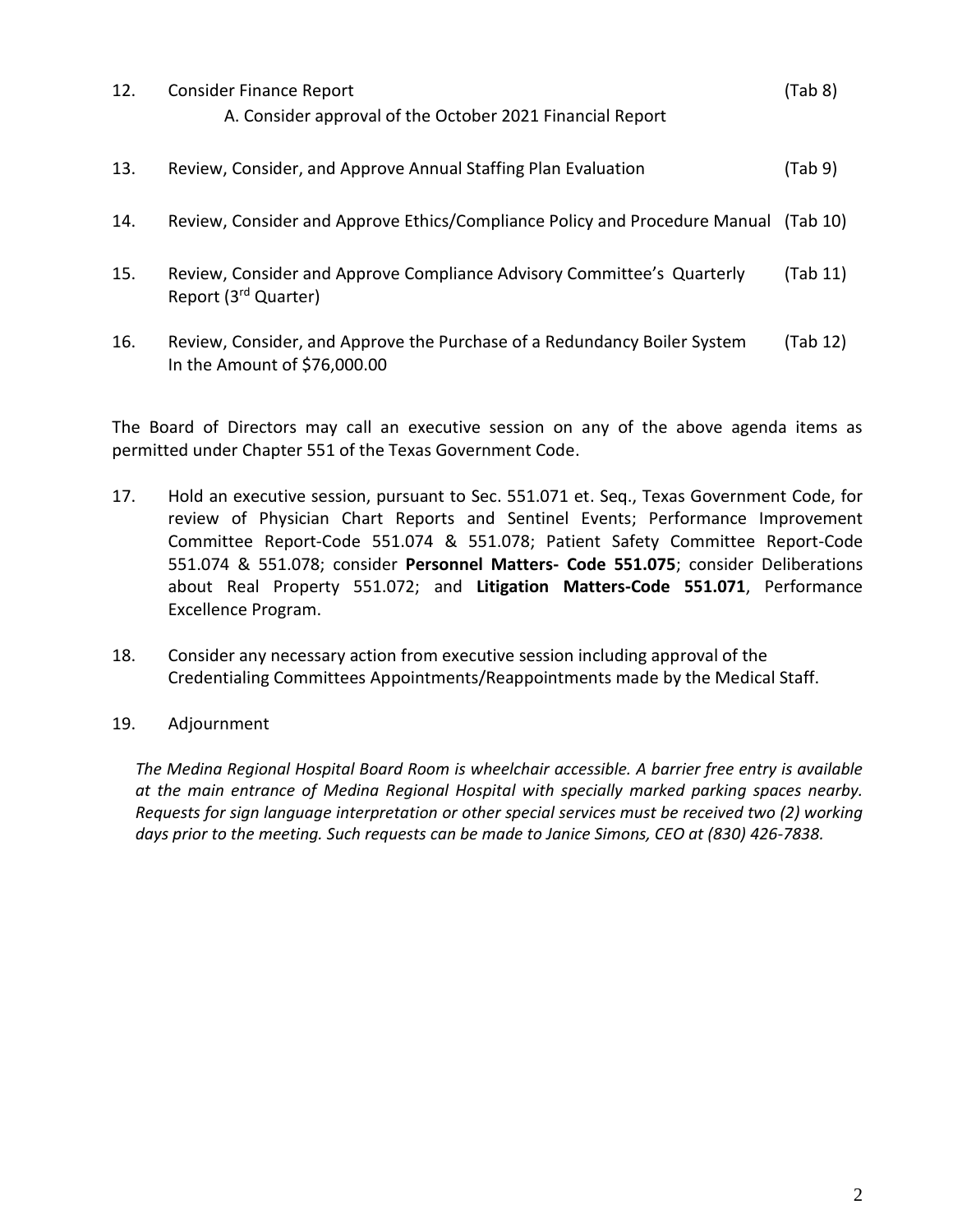12. Consider Finance Report (Tab 8)
    A. Consider approval of the October 2021 Financial Report

13. Review, Consider, and Approve Annual Staffing Plan Evaluation (Tab 9)

14. Review, Consider and Approve Ethics/Compliance Policy and Procedure Manual (Tab 10)

15. Review, Consider and Approve Compliance Advisory Committee's Quarterly Report (3rd Quarter) (Tab 11)

16. Review, Consider, and Approve the Purchase of a Redundancy Boiler System In the Amount of $76,000.00 (Tab 12)

The Board of Directors may call an executive session on any of the above agenda items as permitted under Chapter 551 of the Texas Government Code.

17. Hold an executive session, pursuant to Sec. 551.071 et. Seq., Texas Government Code, for review of Physician Chart Reports and Sentinel Events; Performance Improvement Committee Report-Code 551.074 & 551.078; Patient Safety Committee Report-Code 551.074 & 551.078; consider **Personnel Matters- Code 551.075**; consider Deliberations about Real Property 551.072; and **Litigation Matters-Code 551.071**, Performance Excellence Program.

18. Consider any necessary action from executive session including approval of the Credentialing Committees Appointments/Reappointments made by the Medical Staff.

19. Adjournment

*The Medina Regional Hospital Board Room is wheelchair accessible. A barrier free entry is available at the main entrance of Medina Regional Hospital with specially marked parking spaces nearby. Requests for sign language interpretation or other special services must be received two (2) working days prior to the meeting. Such requests can be made to Janice Simons, CEO at (830) 426-7838.*